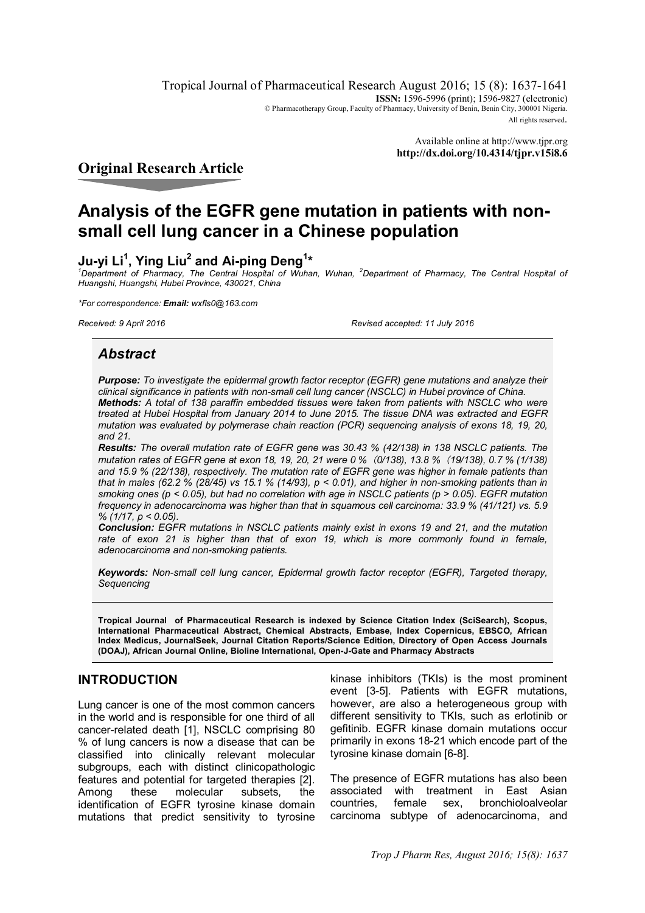Tropical Journal of Pharmaceutical Research August 2016; 15 (8): 1637-1641
**ISSN:** 1596-5996 (print); 1596-9827 (electronic)
© Pharmacotherapy Group, Faculty of Pharmacy, University of Benin, Benin City, 300001 Nigeria.
All rights reserved.

Available online at http://www.tjpr.org
**http://dx.doi.org/10.4314/tjpr.v15i8.6**

## Original Research Article

# Analysis of the EGFR gene mutation in patients with non-small cell lung cancer in a Chinese population

**Ju-yi Li[1], Ying Liu[2] and Ai-ping Deng[1]***

*[1]Department of Pharmacy, The Central Hospital of Wuhan, Wuhan, [2]Department of Pharmacy, The Central Hospital of Huangshi, Huangshi, Hubei Province, 430021, China*

*\*For correspondence: **Email:** wxfls0@163.com*

*Received: 9 April 2016* *Revised accepted: 11 July 2016*

## Abstract

***Purpose:*** *To investigate the epidermal growth factor receptor (EGFR) gene mutations and analyze their clinical significance in patients with non-small cell lung cancer (NSCLC) in Hubei province of China.*

***Methods:*** *A total of 138 paraffin embedded tissues were taken from patients with NSCLC who were treated at Hubei Hospital from January 2014 to June 2015. The tissue DNA was extracted and EGFR mutation was evaluated by polymerase chain reaction (PCR) sequencing analysis of exons 18, 19, 20, and 21.*

***Results:*** *The overall mutation rate of EGFR gene was 30.43 % (42/138) in 138 NSCLC patients. The mutation rates of EGFR gene at exon 18, 19, 20, 21 were 0 %（0/138), 13.8 %（19/138), 0.7 % (1/138) and 15.9 % (22/138), respectively. The mutation rate of EGFR gene was higher in female patients than that in males (62.2 % (28/45) vs 15.1 % (14/93), $p < 0.01$), and higher in non-smoking patients than in smoking ones ($p < 0.05$), but had no correlation with age in NSCLC patients ($p > 0.05$). EGFR mutation frequency in adenocarcinoma was higher than that in squamous cell carcinoma: 33.9 % (41/121) vs. 5.9 % (1/17, $p < 0.05$).*

***Conclusion:*** *EGFR mutations in NSCLC patients mainly exist in exons 19 and 21, and the mutation rate of exon 21 is higher than that of exon 19, which is more commonly found in female, adenocarcinoma and non-smoking patients.*

***Keywords:*** *Non-small cell lung cancer, Epidermal growth factor receptor (EGFR), Targeted therapy, Sequencing*

**Tropical Journal of Pharmaceutical Research is indexed by Science Citation Index (SciSearch), Scopus, International Pharmaceutical Abstract, Chemical Abstracts, Embase, Index Copernicus, EBSCO, African Index Medicus, JournalSeek, Journal Citation Reports/Science Edition, Directory of Open Access Journals (DOAJ), African Journal Online, Bioline International, Open-J-Gate and Pharmacy Abstracts**

## INTRODUCTION

Lung cancer is one of the most common cancers in the world and is responsible for one third of all cancer-related death [1], NSCLC comprising 80 % of lung cancers is now a disease that can be classified into clinically relevant molecular subgroups, each with distinct clinicopathologic features and potential for targeted therapies [2]. Among these molecular subsets, the identification of EGFR tyrosine kinase domain mutations that predict sensitivity to tyrosine kinase inhibitors (TKIs) is the most prominent event [3-5]. Patients with EGFR mutations, however, are also a heterogeneous group with different sensitivity to TKIs, such as erlotinib or gefitinib. EGFR kinase domain mutations occur primarily in exons 18-21 which encode part of the tyrosine kinase domain [6-8].

The presence of EGFR mutations has also been associated with treatment in East Asian countries, female sex, bronchioloalveolar carcinoma subtype of adenocarcinoma, and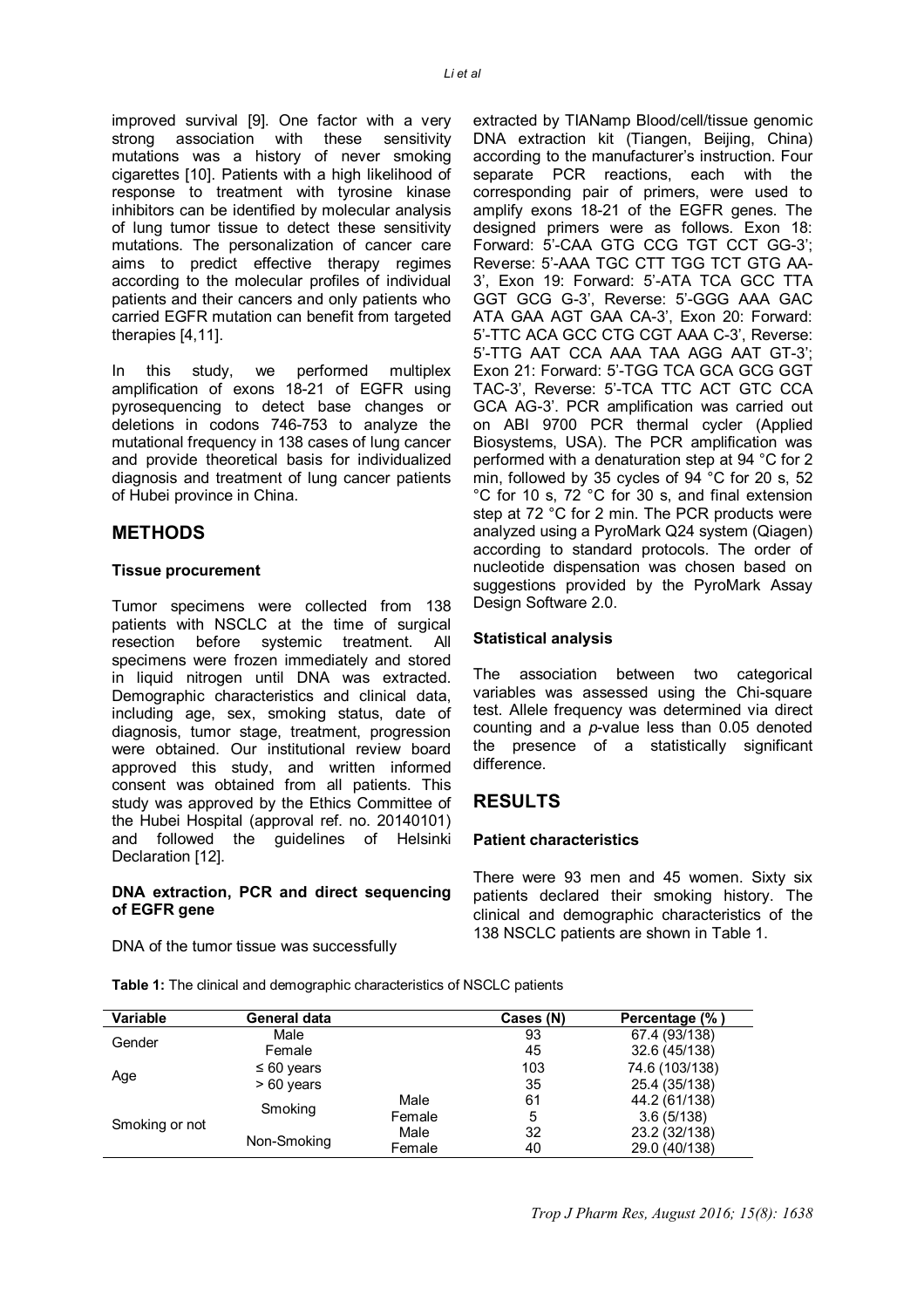improved survival [9]. One factor with a very strong association with these sensitivity mutations was a history of never smoking cigarettes [10]. Patients with a high likelihood of response to treatment with tyrosine kinase inhibitors can be identified by molecular analysis of lung tumor tissue to detect these sensitivity mutations. The personalization of cancer care aims to predict effective therapy regimes according to the molecular profiles of individual patients and their cancers and only patients who carried EGFR mutation can benefit from targeted therapies [4,11].

In this study, we performed multiplex amplification of exons 18-21 of EGFR using pyrosequencing to detect base changes or deletions in codons 746-753 to analyze the mutational frequency in 138 cases of lung cancer and provide theoretical basis for individualized diagnosis and treatment of lung cancer patients of Hubei province in China.

## METHODS

### Tissue procurement

Tumor specimens were collected from 138 patients with NSCLC at the time of surgical resection before systemic treatment. All specimens were frozen immediately and stored in liquid nitrogen until DNA was extracted. Demographic characteristics and clinical data, including age, sex, smoking status, date of diagnosis, tumor stage, treatment, progression were obtained. Our institutional review board approved this study, and written informed consent was obtained from all patients. This study was approved by the Ethics Committee of the Hubei Hospital (approval ref. no. 20140101) and followed the guidelines of Helsinki Declaration [12].

### DNA extraction, PCR and direct sequencing of EGFR gene

DNA of the tumor tissue was successfully extracted by TIANamp Blood/cell/tissue genomic DNA extraction kit (Tiangen, Beijing, China) according to the manufacturer's instruction. Four separate PCR reactions, each with the corresponding pair of primers, were used to amplify exons 18-21 of the EGFR genes. The designed primers were as follows. Exon 18: Forward: 5'-CAA GTG CCG TGT CCT GG-3'; Reverse: 5'-AAA TGC CTT TGG TCT GTG AA-3', Exon 19: Forward: 5'-ATA TCA GCC TTA GGT GCG G-3', Reverse: 5'-GGG AAA GAC ATA GAA AGT GAA CA-3', Exon 20: Forward: 5'-TTC ACA GCC CTG CGT AAA C-3', Reverse: 5'-TTG AAT CCA AAA TAA AGG AAT GT-3'; Exon 21: Forward: 5'-TGG TCA GCA GCG GGT TAC-3', Reverse: 5'-TCA TTC ACT GTC CCA GCA AG-3'. PCR amplification was carried out on ABI 9700 PCR thermal cycler (Applied Biosystems, USA). The PCR amplification was performed with a denaturation step at 94 °C for 2 min, followed by 35 cycles of 94 °C for 20 s, 52 °C for 10 s, 72 °C for 30 s, and final extension step at 72 °C for 2 min. The PCR products were analyzed using a PyroMark Q24 system (Qiagen) according to standard protocols. The order of nucleotide dispensation was chosen based on suggestions provided by the PyroMark Assay Design Software 2.0.

### Statistical analysis

The association between two categorical variables was assessed using the Chi-square test. Allele frequency was determined via direct counting and a *p*-value less than 0.05 denoted the presence of a statistically significant difference.

## RESULTS

### Patient characteristics

There were 93 men and 45 women. Sixty six patients declared their smoking history. The clinical and demographic characteristics of the 138 NSCLC patients are shown in Table 1.

**Table 1:** The clinical and demographic characteristics of NSCLC patients

| Variable | General data | | Cases (N) | Percentage (%) |
|---|---|---|---|---|
| Gender | Male | | 93 | 67.4 (93/138) |
| | Female | | 45 | 32.6 (45/138) |
| Age | ≤ 60 years | | 103 | 74.6 (103/138) |
| | > 60 years | | 35 | 25.4 (35/138) |
| Smoking or not | Smoking | Male | 61 | 44.2 (61/138) |
| | | Female | 5 | 3.6 (5/138) |
| | Non-Smoking | Male | 32 | 23.2 (32/138) |
| | | Female | 40 | 29.0 (40/138) |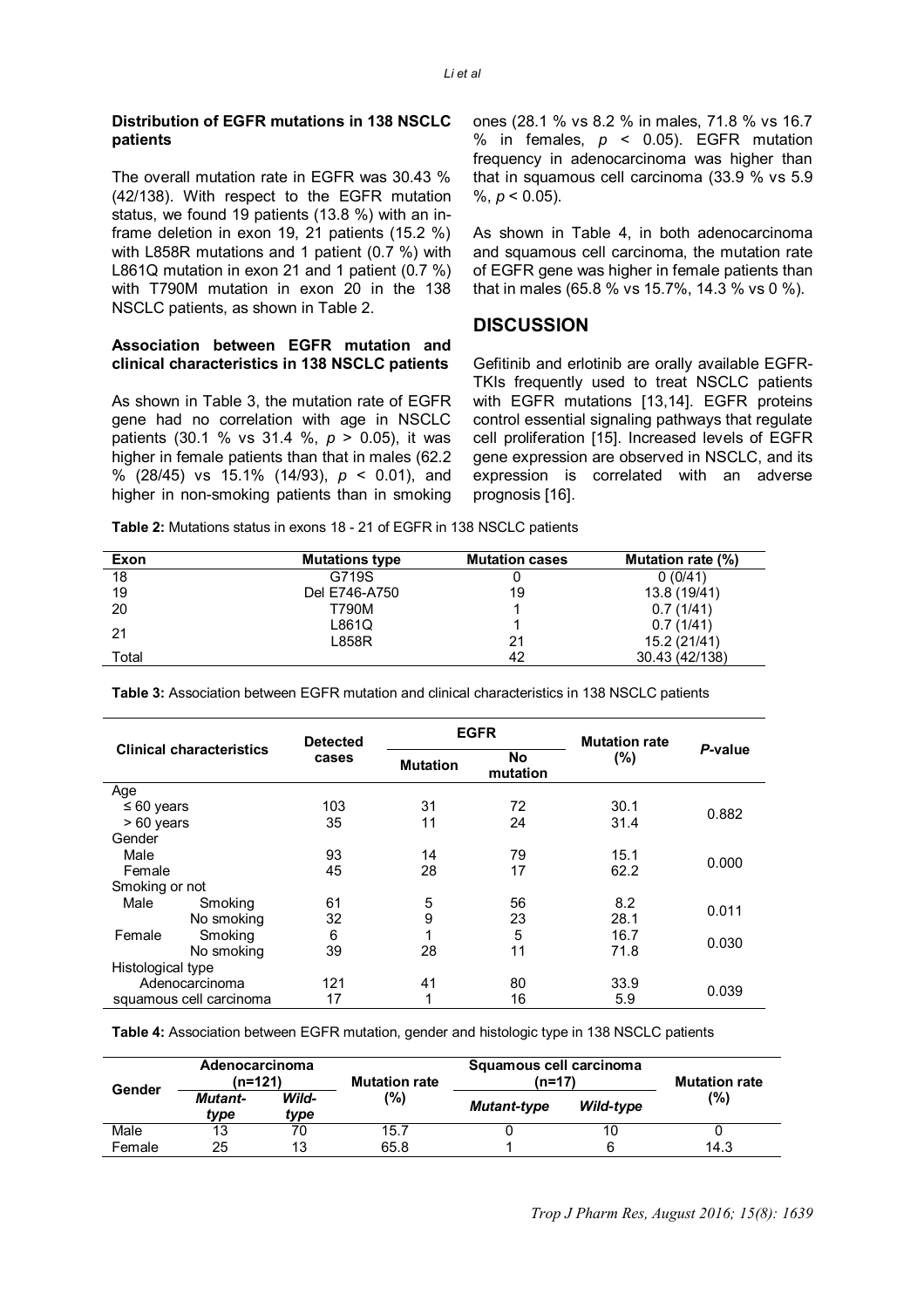### Distribution of EGFR mutations in 138 NSCLC patients

The overall mutation rate in EGFR was 30.43 % (42/138). With respect to the EGFR mutation status, we found 19 patients (13.8 %) with an in-frame deletion in exon 19, 21 patients (15.2 %) with L858R mutations and 1 patient (0.7 %) with L861Q mutation in exon 21 and 1 patient (0.7 %) with T790M mutation in exon 20 in the 138 NSCLC patients, as shown in Table 2.

### Association between EGFR mutation and clinical characteristics in 138 NSCLC patients

As shown in Table 3, the mutation rate of EGFR gene had no correlation with age in NSCLC patients (30.1 % vs 31.4 %, $p > 0.05$), it was higher in female patients than that in males (62.2 % (28/45) vs 15.1% (14/93), $p < 0.01$), and higher in non-smoking patients than in smoking ones (28.1 % vs 8.2 % in males, 71.8 % vs 16.7 % in females, $p < 0.05$). EGFR mutation frequency in adenocarcinoma was higher than that in squamous cell carcinoma (33.9 % vs 5.9 %, $p < 0.05$).

As shown in Table 4, in both adenocarcinoma and squamous cell carcinoma, the mutation rate of EGFR gene was higher in female patients than that in males (65.8 % vs 15.7%, 14.3 % vs 0 %).

## DISCUSSION

Gefitinib and erlotinib are orally available EGFR-TKIs frequently used to treat NSCLC patients with EGFR mutations [13,14]. EGFR proteins control essential signaling pathways that regulate cell proliferation [15]. Increased levels of EGFR gene expression are observed in NSCLC, and its expression is correlated with an adverse prognosis [16].

**Table 2:** Mutations status in exons 18 - 21 of EGFR in 138 NSCLC patients

| Exon | Mutations type | Mutation cases | Mutation rate (%) |
|---|---|---|---|
| 18 | G719S | 0 | 0 (0/41) |
| 19 | Del E746-A750 | 19 | 13.8 (19/41) |
| 20 | T790M | 1 | 0.7 (1/41) |
| 21 | L861Q | 1 | 0.7 (1/41) |
| | L858R | 21 | 15.2 (21/41) |
| Total | | 42 | 30.43 (42/138) |

**Table 3:** Association between EGFR mutation and clinical characteristics in 138 NSCLC patients

| Clinical characteristics | | Detected cases | EGFR | | Mutation rate (%) | *P*-value |
|---|---|---|---|---|---|---|
| | | | Mutation | No mutation | | |
| Age | | | | | | |
| ≤ 60 years | | 103 | 31 | 72 | 30.1 | 0.882 |
| > 60 years | | 35 | 11 | 24 | 31.4 | |
| Gender | | | | | | |
| Male | | 93 | 14 | 79 | 15.1 | 0.000 |
| Female | | 45 | 28 | 17 | 62.2 | |
| Smoking or not | | | | | | |
| Male | Smoking | 61 | 5 | 56 | 8.2 | 0.011 |
| | No smoking | 32 | 9 | 23 | 28.1 | |
| Female | Smoking | 6 | 1 | 5 | 16.7 | 0.030 |
| | No smoking | 39 | 28 | 11 | 71.8 | |
| Histological type | | | | | | |
| Adenocarcinoma | | 121 | 41 | 80 | 33.9 | 0.039 |
| squamous cell carcinoma | | 17 | 1 | 16 | 5.9 | |

**Table 4:** Association between EGFR mutation, gender and histologic type in 138 NSCLC patients

| Gender | Adenocarcinoma (n=121) | | Mutation rate (%) | Squamous cell carcinoma (n=17) | | Mutation rate (%) |
|---|---|---|---|---|---|---|
| | *Mutant-type* | *Wild-type* | | *Mutant-type* | *Wild-type* | |
| Male | 13 | 70 | 15.7 | 0 | 10 | 0 |
| Female | 25 | 13 | 65.8 | 1 | 6 | 14.3 |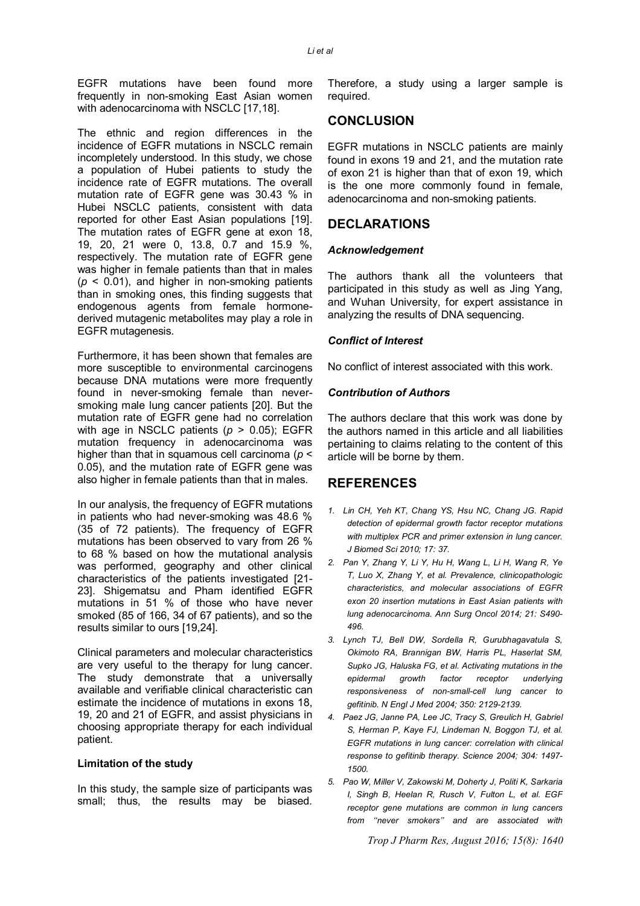EGFR mutations have been found more frequently in non-smoking East Asian women with adenocarcinoma with NSCLC [17,18].

The ethnic and region differences in the incidence of EGFR mutations in NSCLC remain incompletely understood. In this study, we chose a population of Hubei patients to study the incidence rate of EGFR mutations. The overall mutation rate of EGFR gene was 30.43 % in Hubei NSCLC patients, consistent with data reported for other East Asian populations [19]. The mutation rates of EGFR gene at exon 18, 19, 20, 21 were 0, 13.8, 0.7 and 15.9 %, respectively. The mutation rate of EGFR gene was higher in female patients than that in males ($p < 0.01$), and higher in non-smoking patients than in smoking ones, this finding suggests that endogenous agents from female hormone-derived mutagenic metabolites may play a role in EGFR mutagenesis.

Furthermore, it has been shown that females are more susceptible to environmental carcinogens because DNA mutations were more frequently found in never-smoking female than never-smoking male lung cancer patients [20]. But the mutation rate of EGFR gene had no correlation with age in NSCLC patients ($p > 0.05$); EGFR mutation frequency in adenocarcinoma was higher than that in squamous cell carcinoma ($p < 0.05$), and the mutation rate of EGFR gene was also higher in female patients than that in males.

In our analysis, the frequency of EGFR mutations in patients who had never-smoking was 48.6 % (35 of 72 patients). The frequency of EGFR mutations has been observed to vary from 26 % to 68 % based on how the mutational analysis was performed, geography and other clinical characteristics of the patients investigated [21-23]. Shigematsu and Pham identified EGFR mutations in 51 % of those who have never smoked (85 of 166, 34 of 67 patients), and so the results similar to ours [19,24].

Clinical parameters and molecular characteristics are very useful to the therapy for lung cancer. The study demonstrate that a universally available and verifiable clinical characteristic can estimate the incidence of mutations in exons 18, 19, 20 and 21 of EGFR, and assist physicians in choosing appropriate therapy for each individual patient.

### Limitation of the study

In this study, the sample size of participants was small; thus, the results may be biased. Therefore, a study using a larger sample is required.

## CONCLUSION

EGFR mutations in NSCLC patients are mainly found in exons 19 and 21, and the mutation rate of exon 21 is higher than that of exon 19, which is the one more commonly found in female, adenocarcinoma and non-smoking patients.

## DECLARATIONS

### *Acknowledgement*

The authors thank all the volunteers that participated in this study as well as Jing Yang, and Wuhan University, for expert assistance in analyzing the results of DNA sequencing.

### *Conflict of Interest*

No conflict of interest associated with this work.

### *Contribution of Authors*

The authors declare that this work was done by the authors named in this article and all liabilities pertaining to claims relating to the content of this article will be borne by them.

## REFERENCES

1. *Lin CH, Yeh KT, Chang YS, Hsu NC, Chang JG. Rapid detection of epidermal growth factor receptor mutations with multiplex PCR and primer extension in lung cancer. J Biomed Sci 2010; 17: 37.*
2. *Pan Y, Zhang Y, Li Y, Hu H, Wang L, Li H, Wang R, Ye T, Luo X, Zhang Y, et al. Prevalence, clinicopathologic characteristics, and molecular associations of EGFR exon 20 insertion mutations in East Asian patients with lung adenocarcinoma. Ann Surg Oncol 2014; 21: S490-496.*
3. *Lynch TJ, Bell DW, Sordella R, Gurubhagavatula S, Okimoto RA, Brannigan BW, Harris PL, Haserlat SM, Supko JG, Haluska FG, et al. Activating mutations in the epidermal growth factor receptor underlying responsiveness of non-small-cell lung cancer to gefitinib. N Engl J Med 2004; 350: 2129-2139.*
4. *Paez JG, Janne PA, Lee JC, Tracy S, Greulich H, Gabriel S, Herman P, Kaye FJ, Lindeman N, Boggon TJ, et al. EGFR mutations in lung cancer: correlation with clinical response to gefitinib therapy. Science 2004; 304: 1497-1500.*
5. *Pao W, Miller V, Zakowski M, Doherty J, Politi K, Sarkaria I, Singh B, Heelan R, Rusch V, Fulton L, et al. EGF receptor gene mutations are common in lung cancers from ''never smokers'' and are associated with*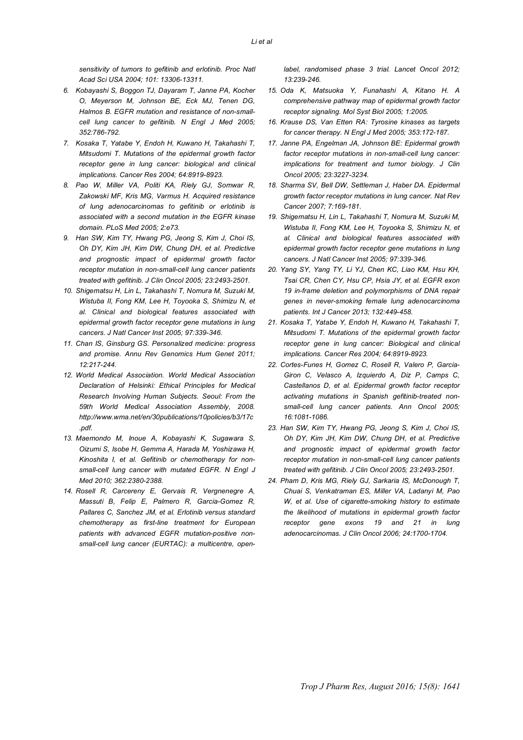sensitivity of tumors to gefitinib and erlotinib. Proc Natl Acad Sci USA 2004; 101: 13306-13311.

6. Kobayashi S, Boggon TJ, Dayaram T, Janne PA, Kocher O, Meyerson M, Johnson BE, Eck MJ, Tenen DG, Halmos B. EGFR mutation and resistance of non-small-cell lung cancer to gefitinib. N Engl J Med 2005; 352:786-792.
7. Kosaka T, Yatabe Y, Endoh H, Kuwano H, Takahashi T, Mitsudomi T. Mutations of the epidermal growth factor receptor gene in lung cancer: biological and clinical implications. Cancer Res 2004; 64:8919-8923.
8. Pao W, Miller VA, Politi KA, Riely GJ, Somwar R, Zakowski MF, Kris MG, Varmus H. Acquired resistance of lung adenocarcinomas to gefitinib or erlotinib is associated with a second mutation in the EGFR kinase domain. PLoS Med 2005; 2:e73.
9. Han SW, Kim TY, Hwang PG, Jeong S, Kim J, Choi IS, Oh DY, Kim JH, Kim DW, Chung DH, et al. Predictive and prognostic impact of epidermal growth factor receptor mutation in non-small-cell lung cancer patients treated with gefitinib. J Clin Oncol 2005; 23:2493-2501.
10. Shigematsu H, Lin L, Takahashi T, Nomura M, Suzuki M, Wistuba II, Fong KM, Lee H, Toyooka S, Shimizu N, et al. Clinical and biological features associated with epidermal growth factor receptor gene mutations in lung cancers. J Natl Cancer Inst 2005; 97:339-346.
11. Chan IS, Ginsburg GS. Personalized medicine: progress and promise. Annu Rev Genomics Hum Genet 2011; 12:217-244.
12. World Medical Association. World Medical Association Declaration of Helsinki: Ethical Principles for Medical Research Involving Human Subjects. Seoul: From the 59th World Medical Association Assembly, 2008. http://www.wma.net/en/30publications/10policies/b3/17c.pdf.
13. Maemondo M, Inoue A, Kobayashi K, Sugawara S, Oizumi S, Isobe H, Gemma A, Harada M, Yoshizawa H, Kinoshita I, et al. Gefitinib or chemotherapy for non-small-cell lung cancer with mutated EGFR. N Engl J Med 2010; 362:2380-2388.
14. Rosell R, Carcereny E, Gervais R, Vergnenegre A, Massuti B, Felip E, Palmero R, Garcia-Gomez R, Pallares C, Sanchez JM, et al. Erlotinib versus standard chemotherapy as first-line treatment for European patients with advanced EGFR mutation-positive non-small-cell lung cancer (EURTAC): a multicentre, open-label, randomised phase 3 trial. Lancet Oncol 2012; 13:239-246.
15. Oda K, Matsuoka Y, Funahashi A, Kitano H. A comprehensive pathway map of epidermal growth factor receptor signaling. Mol Syst Biol 2005; 1:2005.
16. Krause DS, Van Etten RA: Tyrosine kinases as targets for cancer therapy. N Engl J Med 2005; 353:172-187.
17. Janne PA, Engelman JA, Johnson BE: Epidermal growth factor receptor mutations in non-small-cell lung cancer: implications for treatment and tumor biology. J Clin Oncol 2005; 23:3227-3234.
18. Sharma SV, Bell DW, Settleman J, Haber DA. Epidermal growth factor receptor mutations in lung cancer. Nat Rev Cancer 2007; 7:169-181.
19. Shigematsu H, Lin L, Takahashi T, Nomura M, Suzuki M, Wistuba II, Fong KM, Lee H, Toyooka S, Shimizu N, et al. Clinical and biological features associated with epidermal growth factor receptor gene mutations in lung cancers. J Natl Cancer Inst 2005; 97:339-346.
20. Yang SY, Yang TY, Li YJ, Chen KC, Liao KM, Hsu KH, Tsai CR, Chen CY, Hsu CP, Hsia JY, et al. EGFR exon 19 in-frame deletion and polymorphisms of DNA repair genes in never-smoking female lung adenocarcinoma patients. Int J Cancer 2013; 132:449-458.
21. Kosaka T, Yatabe Y, Endoh H, Kuwano H, Takahashi T, Mitsudomi T. Mutations of the epidermal growth factor receptor gene in lung cancer: Biological and clinical implications. Cancer Res 2004; 64:8919-8923.
22. Cortes-Funes H, Gomez C, Rosell R, Valero P, Garcia-Giron C, Velasco A, Izquierdo A, Diz P, Camps C, Castellanos D, et al. Epidermal growth factor receptor activating mutations in Spanish gefitinib-treated non-small-cell lung cancer patients. Ann Oncol 2005; 16:1081-1086.
23. Han SW, Kim TY, Hwang PG, Jeong S, Kim J, Choi IS, Oh DY, Kim JH, Kim DW, Chung DH, et al. Predictive and prognostic impact of epidermal growth factor receptor mutation in non-small-cell lung cancer patients treated with gefitinib. J Clin Oncol 2005; 23:2493-2501.
24. Pham D, Kris MG, Riely GJ, Sarkaria IS, McDonough T, Chuai S, Venkatraman ES, Miller VA, Ladanyi M, Pao W, et al. Use of cigarette-smoking history to estimate the likelihood of mutations in epidermal growth factor receptor gene exons 19 and 21 in lung adenocarcinomas. J Clin Oncol 2006; 24:1700-1704.